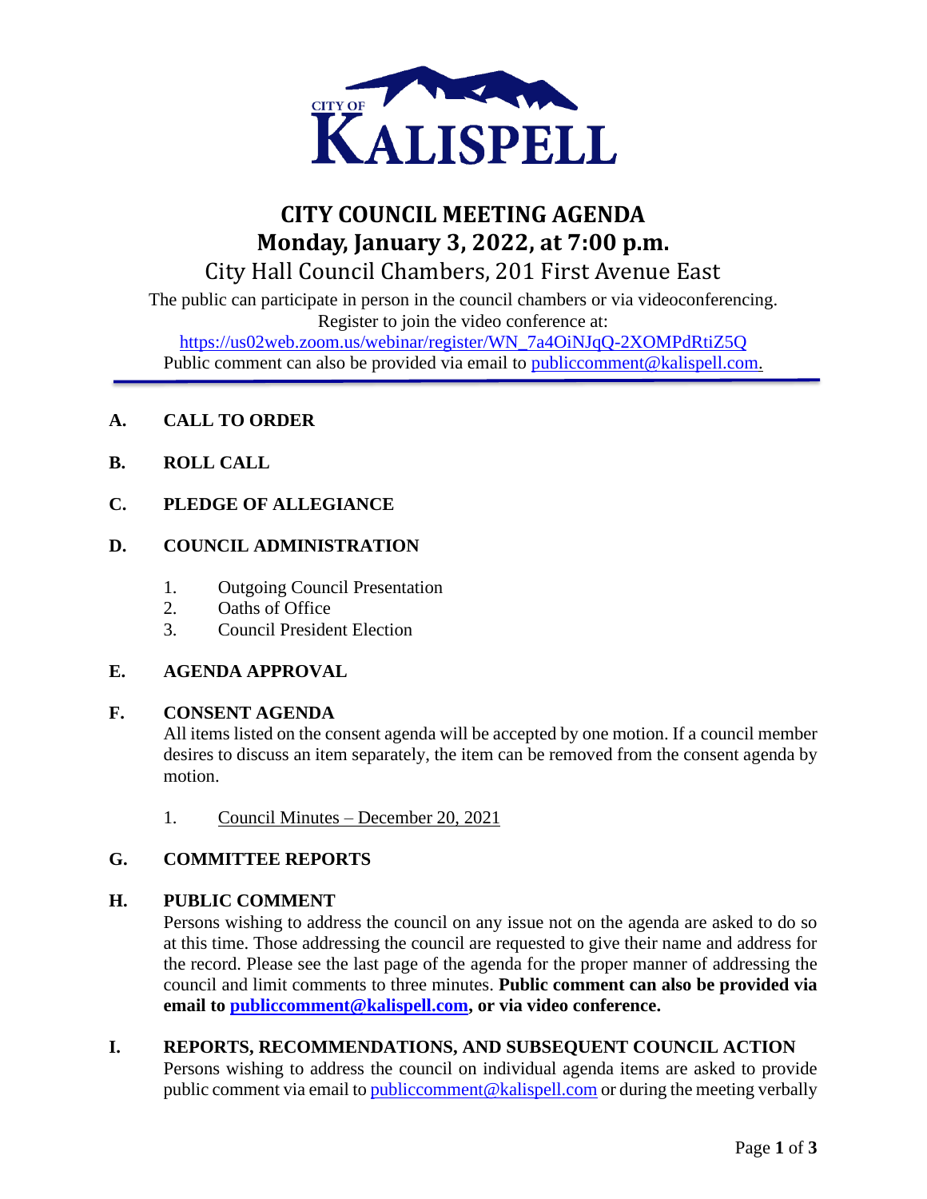CITY OF
KALISPELL

# CITY COUNCIL MEETING AGENDA
## Monday, January 3, 2022, at 7:00 p.m.
### City Hall Council Chambers, 201 First Avenue East

The public can participate in person in the council chambers or via videoconferencing.
Register to join the video conference at:
https://us02web.zoom.us/webinar/register/WN_7a4OiNJqQ-2XOMPdRtiZ5Q
Public comment can also be provided via email to publiccomment@kalispell.com.

---

**A. CALL TO ORDER**

**B. ROLL CALL**

**C. PLEDGE OF ALLEGIANCE**

**D. COUNCIL ADMINISTRATION**

1. Outgoing Council Presentation
2. Oaths of Office
3. Council President Election

**E. AGENDA APPROVAL**

**F. CONSENT AGENDA**

All items listed on the consent agenda will be accepted by one motion. If a council member desires to discuss an item separately, the item can be removed from the consent agenda by motion.

1. Council Minutes – December 20, 2021

**G. COMMITTEE REPORTS**

**H. PUBLIC COMMENT**

Persons wishing to address the council on any issue not on the agenda are asked to do so at this time. Those addressing the council are requested to give their name and address for the record. Please see the last page of the agenda for the proper manner of addressing the council and limit comments to three minutes. **Public comment can also be provided via email to publiccomment@kalispell.com, or via video conference.**

**I. REPORTS, RECOMMENDATIONS, AND SUBSEQUENT COUNCIL ACTION**

Persons wishing to address the council on individual agenda items are asked to provide public comment via email to publiccomment@kalispell.com or during the meeting verbally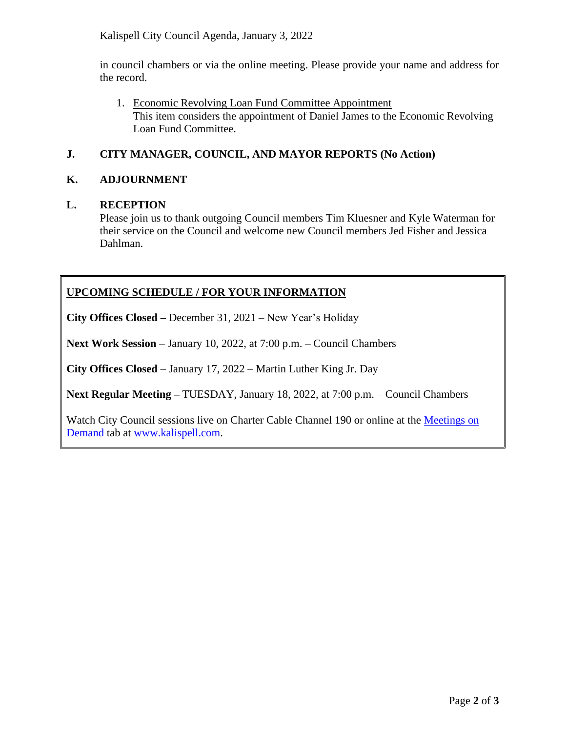in council chambers or via the online meeting. Please provide your name and address for the record.

1. Economic Revolving Loan Fund Committee Appointment
   This item considers the appointment of Daniel James to the Economic Revolving Loan Fund Committee.

## J. CITY MANAGER, COUNCIL, AND MAYOR REPORTS (No Action)

## K. ADJOURNMENT

## L. RECEPTION

Please join us to thank outgoing Council members Tim Kluesner and Kyle Waterman for their service on the Council and welcome new Council members Jed Fisher and Jessica Dahlman.

---

**UPCOMING SCHEDULE / FOR YOUR INFORMATION**

**City Offices Closed –** December 31, 2021 – New Year's Holiday

**Next Work Session** – January 10, 2022, at 7:00 p.m. – Council Chambers

**City Offices Closed** – January 17, 2022 – Martin Luther King Jr. Day

**Next Regular Meeting –** TUESDAY, January 18, 2022, at 7:00 p.m. – Council Chambers

Watch City Council sessions live on Charter Cable Channel 190 or online at the Meetings on Demand tab at www.kalispell.com.

---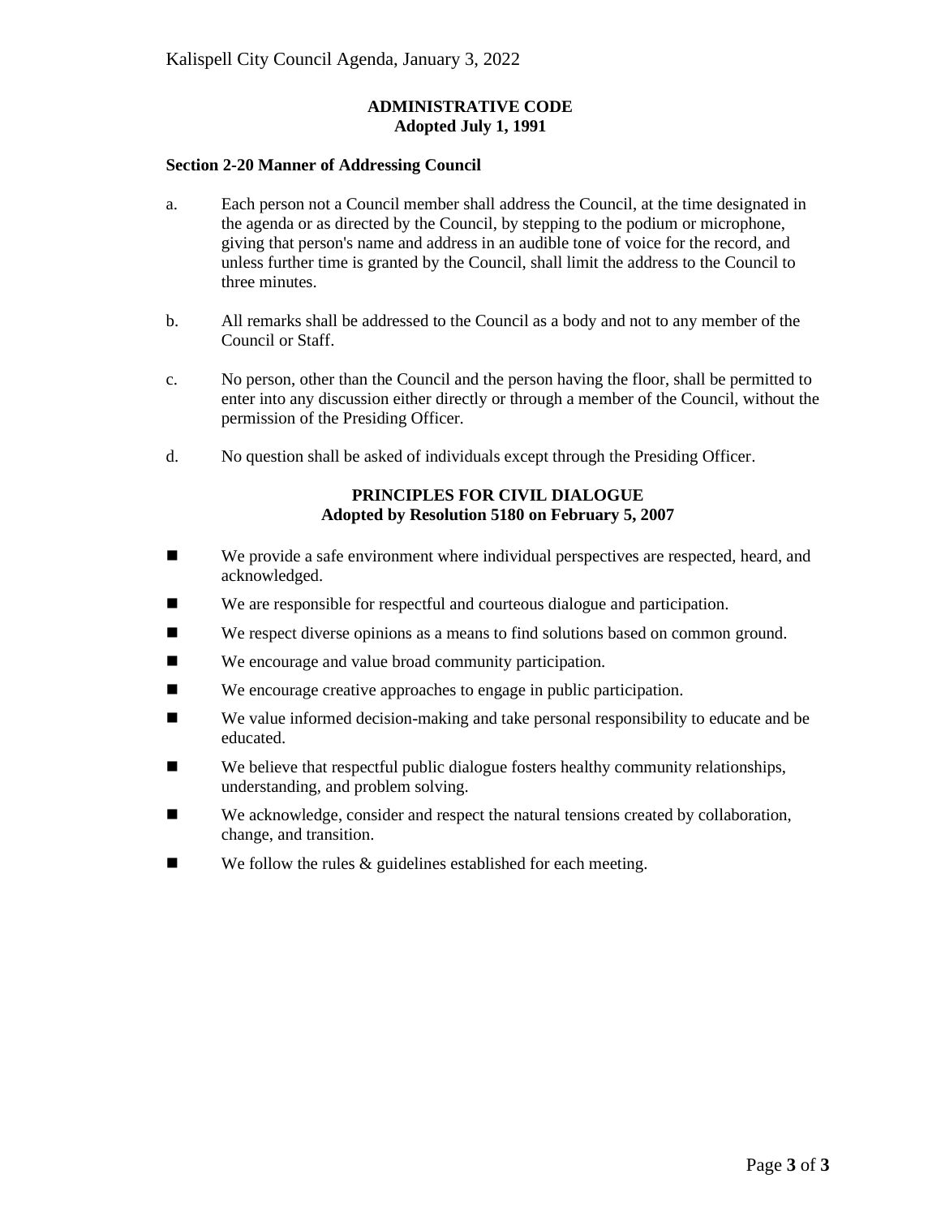## ADMINISTRATIVE CODE
**Adopted July 1, 1991**

### Section 2-20 Manner of Addressing Council

a. Each person not a Council member shall address the Council, at the time designated in the agenda or as directed by the Council, by stepping to the podium or microphone, giving that person's name and address in an audible tone of voice for the record, and unless further time is granted by the Council, shall limit the address to the Council to three minutes.

b. All remarks shall be addressed to the Council as a body and not to any member of the Council or Staff.

c. No person, other than the Council and the person having the floor, shall be permitted to enter into any discussion either directly or through a member of the Council, without the permission of the Presiding Officer.

d. No question shall be asked of individuals except through the Presiding Officer.

## PRINCIPLES FOR CIVIL DIALOGUE
**Adopted by Resolution 5180 on February 5, 2007**

- We provide a safe environment where individual perspectives are respected, heard, and acknowledged.
- We are responsible for respectful and courteous dialogue and participation.
- We respect diverse opinions as a means to find solutions based on common ground.
- We encourage and value broad community participation.
- We encourage creative approaches to engage in public participation.
- We value informed decision-making and take personal responsibility to educate and be educated.
- We believe that respectful public dialogue fosters healthy community relationships, understanding, and problem solving.
- We acknowledge, consider and respect the natural tensions created by collaboration, change, and transition.
- We follow the rules & guidelines established for each meeting.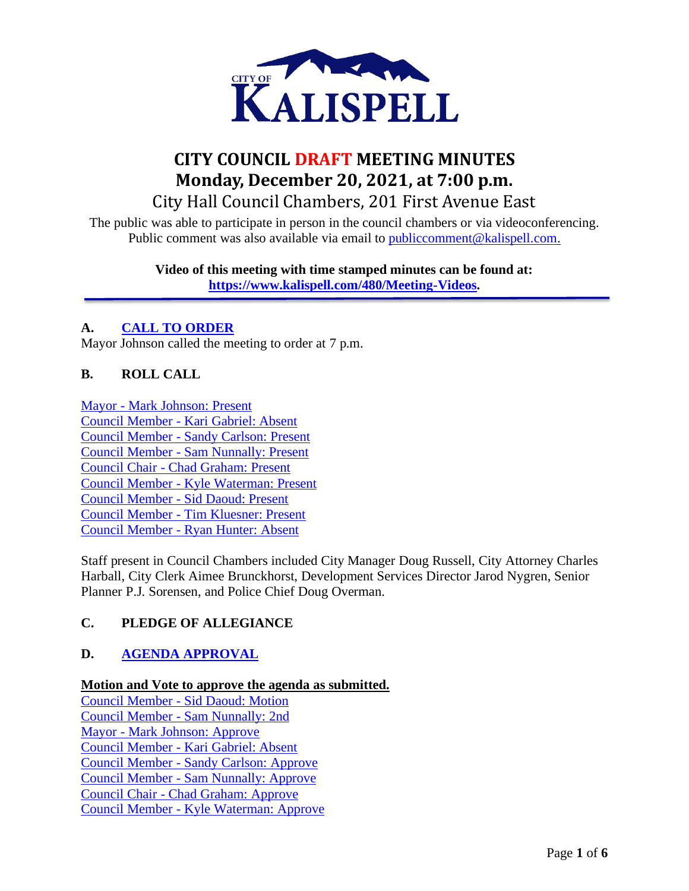# CITY COUNCIL DRAFT MEETING MINUTES

## Monday, December 20, 2021, at 7:00 p.m.

City Hall Council Chambers, 201 First Avenue East

The public was able to participate in person in the council chambers or via videoconferencing. Public comment was also available via email to publiccomment@kalispell.com.

**Video of this meeting with time stamped minutes can be found at: https://www.kalispell.com/480/Meeting-Videos.**

### A. CALL TO ORDER

Mayor Johnson called the meeting to order at 7 p.m.

### B. ROLL CALL

Mayor - Mark Johnson: Present
Council Member - Kari Gabriel: Absent
Council Member - Sandy Carlson: Present
Council Member - Sam Nunnally: Present
Council Chair - Chad Graham: Present
Council Member - Kyle Waterman: Present
Council Member - Sid Daoud: Present
Council Member - Tim Kluesner: Present
Council Member - Ryan Hunter: Absent

Staff present in Council Chambers included City Manager Doug Russell, City Attorney Charles Harball, City Clerk Aimee Brunckhorst, Development Services Director Jarod Nygren, Senior Planner P.J. Sorensen, and Police Chief Doug Overman.

### C. PLEDGE OF ALLEGIANCE

### D. AGENDA APPROVAL

**Motion and Vote to approve the agenda as submitted.**

Council Member - Sid Daoud: Motion
Council Member - Sam Nunnally: 2nd
Mayor - Mark Johnson: Approve
Council Member - Kari Gabriel: Absent
Council Member - Sandy Carlson: Approve
Council Member - Sam Nunnally: Approve
Council Chair - Chad Graham: Approve
Council Member - Kyle Waterman: Approve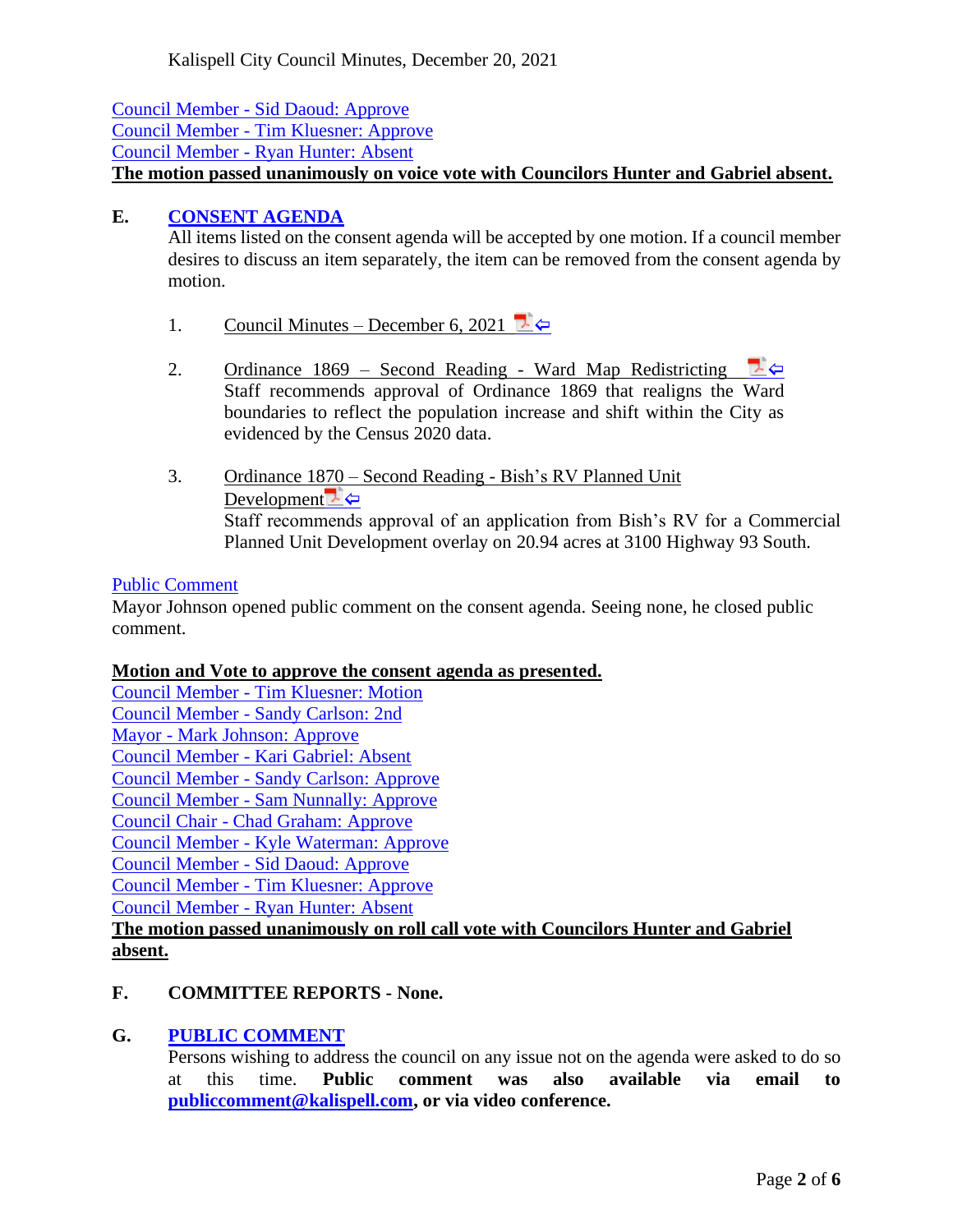Council Member - Sid Daoud: Approve
Council Member - Tim Kluesner: Approve
Council Member - Ryan Hunter: Absent
**The motion passed unanimously on voice vote with Councilors Hunter and Gabriel absent.**

## E. CONSENT AGENDA

All items listed on the consent agenda will be accepted by one motion. If a council member desires to discuss an item separately, the item can be removed from the consent agenda by motion.

1. Council Minutes – December 6, 2021

2. Ordinance 1869 – Second Reading - Ward Map Redistricting
Staff recommends approval of Ordinance 1869 that realigns the Ward boundaries to reflect the population increase and shift within the City as evidenced by the Census 2020 data.

3. Ordinance 1870 – Second Reading - Bish's RV Planned Unit Development
Staff recommends approval of an application from Bish's RV for a Commercial Planned Unit Development overlay on 20.94 acres at 3100 Highway 93 South.

Public Comment
Mayor Johnson opened public comment on the consent agenda. Seeing none, he closed public comment.

**Motion and Vote to approve the consent agenda as presented.**
Council Member - Tim Kluesner: Motion
Council Member - Sandy Carlson: 2nd
Mayor - Mark Johnson: Approve
Council Member - Kari Gabriel: Absent
Council Member - Sandy Carlson: Approve
Council Member - Sam Nunnally: Approve
Council Chair - Chad Graham: Approve
Council Member - Kyle Waterman: Approve
Council Member - Sid Daoud: Approve
Council Member - Tim Kluesner: Approve
Council Member - Ryan Hunter: Absent
**The motion passed unanimously on roll call vote with Councilors Hunter and Gabriel absent.**

## F. COMMITTEE REPORTS - None.

## G. PUBLIC COMMENT

Persons wishing to address the council on any issue not on the agenda were asked to do so at this time. **Public comment was also available via email to publiccomment@kalispell.com, or via video conference.**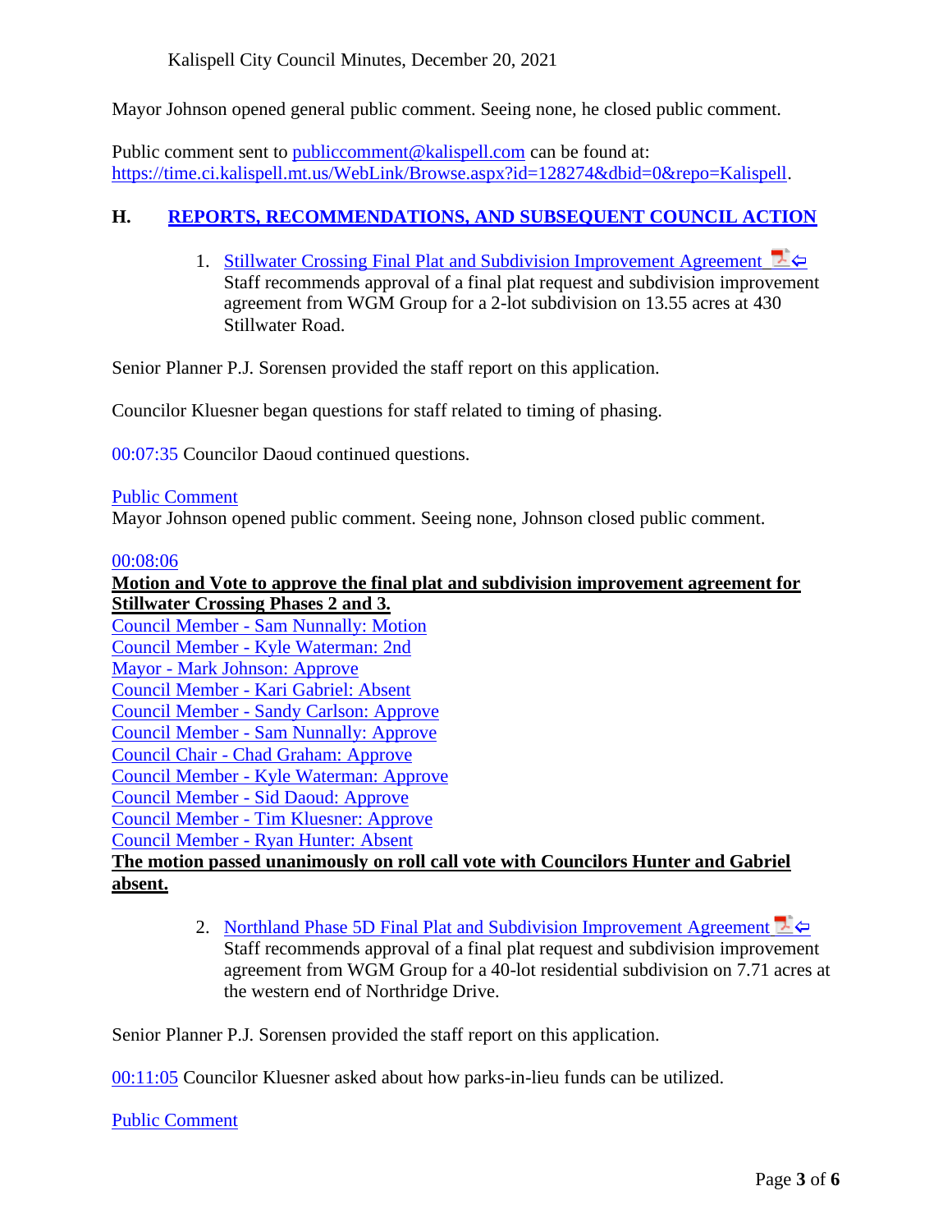Mayor Johnson opened general public comment. Seeing none, he closed public comment.

Public comment sent to publiccomment@kalispell.com can be found at: https://time.ci.kalispell.mt.us/WebLink/Browse.aspx?id=128274&dbid=0&repo=Kalispell.

## H. REPORTS, RECOMMENDATIONS, AND SUBSEQUENT COUNCIL ACTION

1. Stillwater Crossing Final Plat and Subdivision Improvement Agreement ⇦
   Staff recommends approval of a final plat request and subdivision improvement agreement from WGM Group for a 2-lot subdivision on 13.55 acres at 430 Stillwater Road.

Senior Planner P.J. Sorensen provided the staff report on this application.

Councilor Kluesner began questions for staff related to timing of phasing.

00:07:35 Councilor Daoud continued questions.

Public Comment
Mayor Johnson opened public comment. Seeing none, Johnson closed public comment.

00:08:06
**Motion and Vote to approve the final plat and subdivision improvement agreement for Stillwater Crossing Phases 2 and 3.**
Council Member - Sam Nunnally: Motion
Council Member - Kyle Waterman: 2nd
Mayor - Mark Johnson: Approve
Council Member - Kari Gabriel: Absent
Council Member - Sandy Carlson: Approve
Council Member - Sam Nunnally: Approve
Council Chair - Chad Graham: Approve
Council Member - Kyle Waterman: Approve
Council Member - Sid Daoud: Approve
Council Member - Tim Kluesner: Approve
Council Member - Ryan Hunter: Absent
**The motion passed unanimously on roll call vote with Councilors Hunter and Gabriel absent.**

2. Northland Phase 5D Final Plat and Subdivision Improvement Agreement ⇦
   Staff recommends approval of a final plat request and subdivision improvement agreement from WGM Group for a 40-lot residential subdivision on 7.71 acres at the western end of Northridge Drive.

Senior Planner P.J. Sorensen provided the staff report on this application.

00:11:05 Councilor Kluesner asked about how parks-in-lieu funds can be utilized.

Public Comment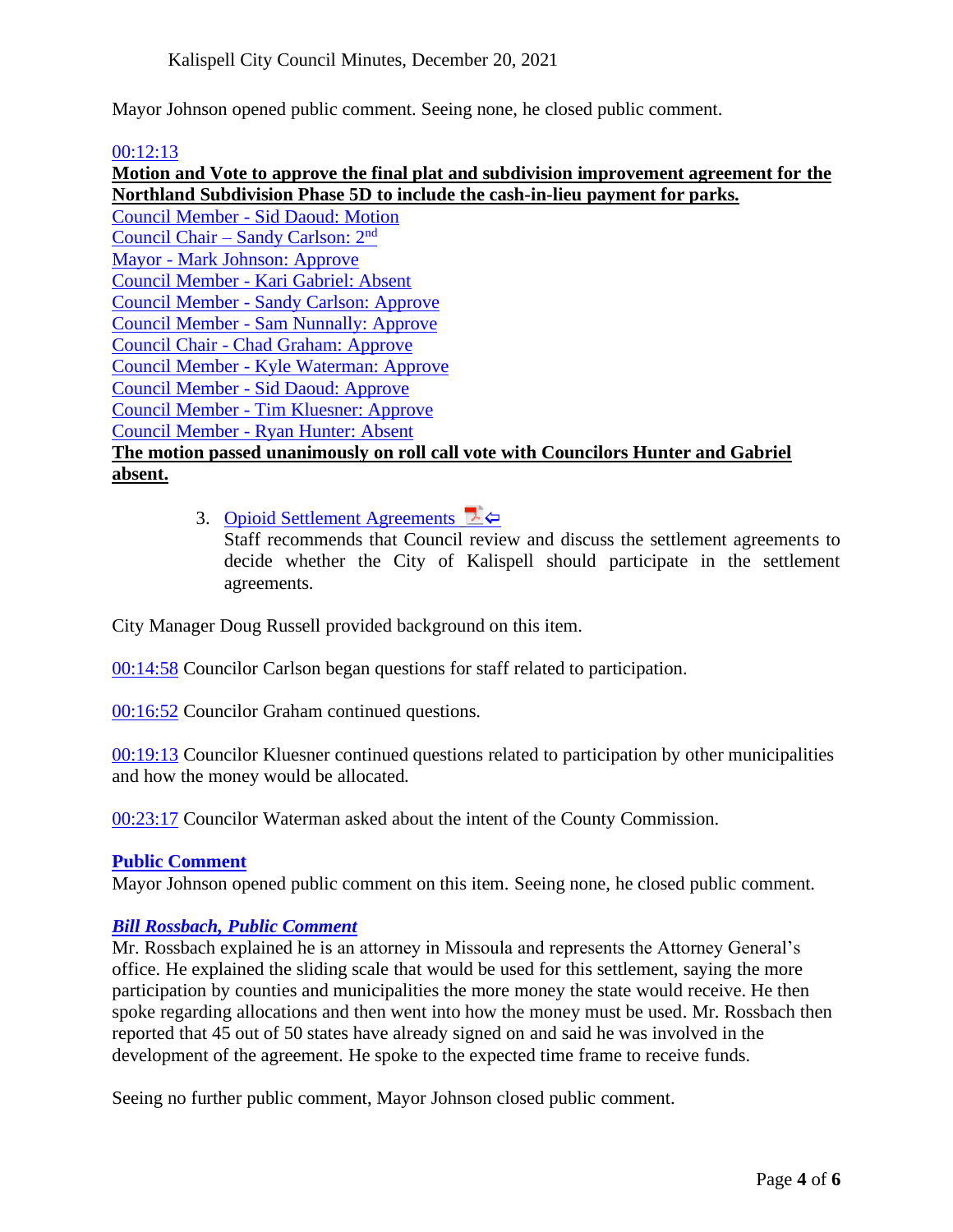Mayor Johnson opened public comment. Seeing none, he closed public comment.

00:12:13

**Motion and Vote to approve the final plat and subdivision improvement agreement for the Northland Subdivision Phase 5D to include the cash-in-lieu payment for parks.**

Council Member - Sid Daoud: Motion
Council Chair – Sandy Carlson: 2nd
Mayor - Mark Johnson: Approve
Council Member - Kari Gabriel: Absent
Council Member - Sandy Carlson: Approve
Council Member - Sam Nunnally: Approve
Council Chair - Chad Graham: Approve
Council Member - Kyle Waterman: Approve
Council Member - Sid Daoud: Approve
Council Member - Tim Kluesner: Approve
Council Member - Ryan Hunter: Absent

**The motion passed unanimously on roll call vote with Councilors Hunter and Gabriel absent.**

3. Opioid Settlement Agreements

   Staff recommends that Council review and discuss the settlement agreements to decide whether the City of Kalispell should participate in the settlement agreements.

City Manager Doug Russell provided background on this item.

00:14:58 Councilor Carlson began questions for staff related to participation.

00:16:52 Councilor Graham continued questions.

00:19:13 Councilor Kluesner continued questions related to participation by other municipalities and how the money would be allocated.

00:23:17 Councilor Waterman asked about the intent of the County Commission.

**Public Comment**

Mayor Johnson opened public comment on this item. Seeing none, he closed public comment.

***Bill Rossbach, Public Comment***

Mr. Rossbach explained he is an attorney in Missoula and represents the Attorney General's office. He explained the sliding scale that would be used for this settlement, saying the more participation by counties and municipalities the more money the state would receive. He then spoke regarding allocations and then went into how the money must be used. Mr. Rossbach then reported that 45 out of 50 states have already signed on and said he was involved in the development of the agreement. He spoke to the expected time frame to receive funds.

Seeing no further public comment, Mayor Johnson closed public comment.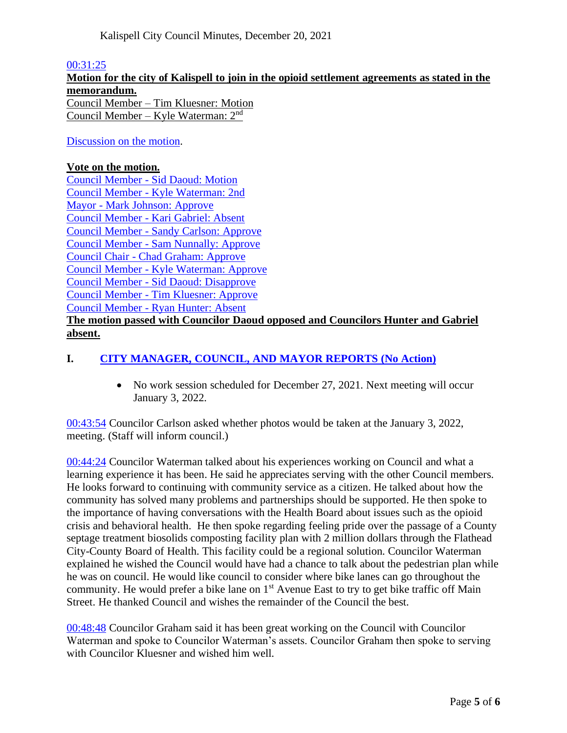00:31:25

**Motion for the city of Kalispell to join in the opioid settlement agreements as stated in the memorandum.**

Council Member – Tim Kluesner: Motion
Council Member – Kyle Waterman: 2nd

Discussion on the motion.

**Vote on the motion.**

Council Member - Sid Daoud: Motion
Council Member - Kyle Waterman: 2nd
Mayor - Mark Johnson: Approve
Council Member - Kari Gabriel: Absent
Council Member - Sandy Carlson: Approve
Council Member - Sam Nunnally: Approve
Council Chair - Chad Graham: Approve
Council Member - Kyle Waterman: Approve
Council Member - Sid Daoud: Disapprove
Council Member - Tim Kluesner: Approve
Council Member - Ryan Hunter: Absent

**The motion passed with Councilor Daoud opposed and Councilors Hunter and Gabriel absent.**

## I. CITY MANAGER, COUNCIL, AND MAYOR REPORTS (No Action)

- No work session scheduled for December 27, 2021. Next meeting will occur January 3, 2022.

00:43:54 Councilor Carlson asked whether photos would be taken at the January 3, 2022, meeting. (Staff will inform council.)

00:44:24 Councilor Waterman talked about his experiences working on Council and what a learning experience it has been. He said he appreciates serving with the other Council members. He looks forward to continuing with community service as a citizen. He talked about how the community has solved many problems and partnerships should be supported. He then spoke to the importance of having conversations with the Health Board about issues such as the opioid crisis and behavioral health. He then spoke regarding feeling pride over the passage of a County septage treatment biosolids composting facility plan with 2 million dollars through the Flathead City-County Board of Health. This facility could be a regional solution. Councilor Waterman explained he wished the Council would have had a chance to talk about the pedestrian plan while he was on council. He would like council to consider where bike lanes can go throughout the community. He would prefer a bike lane on 1st Avenue East to try to get bike traffic off Main Street. He thanked Council and wishes the remainder of the Council the best.

00:48:48 Councilor Graham said it has been great working on the Council with Councilor Waterman and spoke to Councilor Waterman's assets. Councilor Graham then spoke to serving with Councilor Kluesner and wished him well.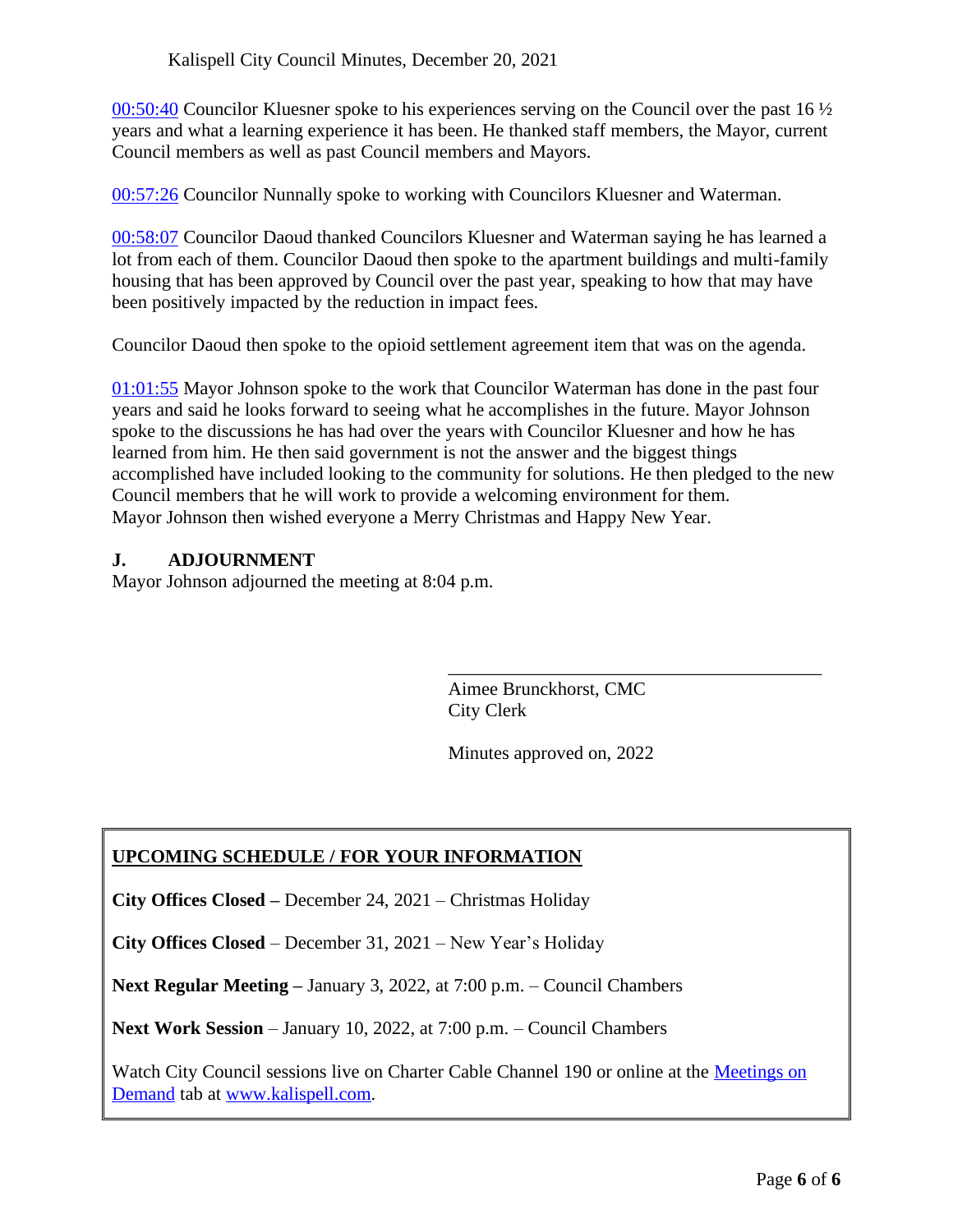[00:50:40](#) Councilor Kluesner spoke to his experiences serving on the Council over the past 16 ½ years and what a learning experience it has been. He thanked staff members, the Mayor, current Council members as well as past Council members and Mayors.

[00:57:26](#) Councilor Nunnally spoke to working with Councilors Kluesner and Waterman.

[00:58:07](#) Councilor Daoud thanked Councilors Kluesner and Waterman saying he has learned a lot from each of them. Councilor Daoud then spoke to the apartment buildings and multi-family housing that has been approved by Council over the past year, speaking to how that may have been positively impacted by the reduction in impact fees.

Councilor Daoud then spoke to the opioid settlement agreement item that was on the agenda.

[01:01:55](#) Mayor Johnson spoke to the work that Councilor Waterman has done in the past four years and said he looks forward to seeing what he accomplishes in the future. Mayor Johnson spoke to the discussions he has had over the years with Councilor Kluesner and how he has learned from him. He then said government is not the answer and the biggest things accomplished have included looking to the community for solutions. He then pledged to the new Council members that he will work to provide a welcoming environment for them. Mayor Johnson then wished everyone a Merry Christmas and Happy New Year.

## J. ADJOURNMENT

Mayor Johnson adjourned the meeting at 8:04 p.m.

\_\_\_\_\_\_\_\_\_\_\_\_\_\_\_\_\_\_\_\_\_\_\_\_\_\_\_\_\_\_\_\_\_\_\_\_\_\_\_\_

Aimee Brunckhorst, CMC
City Clerk

Minutes approved on, 2022

**UPCOMING SCHEDULE / FOR YOUR INFORMATION**

**City Offices Closed** – December 24, 2021 – Christmas Holiday

**City Offices Closed** – December 31, 2021 – New Year's Holiday

**Next Regular Meeting** – January 3, 2022, at 7:00 p.m. – Council Chambers

**Next Work Session** – January 10, 2022, at 7:00 p.m. – Council Chambers

Watch City Council sessions live on Charter Cable Channel 190 or online at the [Meetings on Demand](#) tab at [www.kalispell.com](http://www.kalispell.com).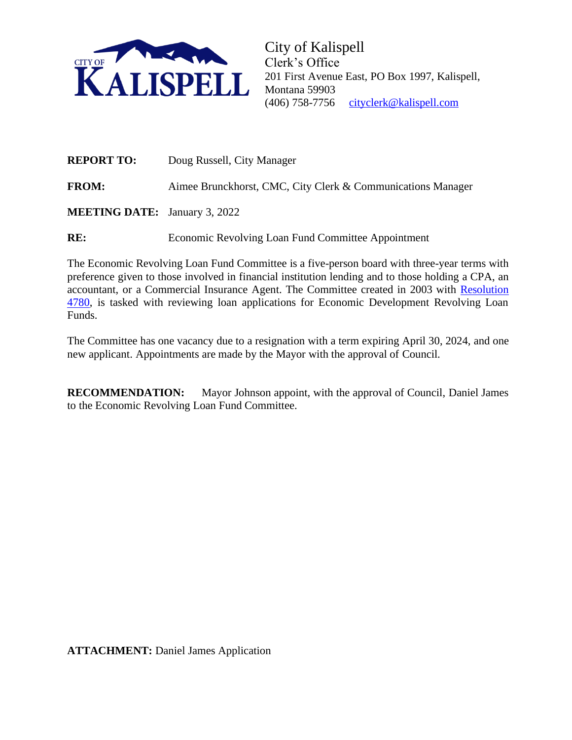City of Kalispell
Clerk's Office
201 First Avenue East, PO Box 1997, Kalispell, Montana 59903
(406) 758-7756 cityclerk@kalispell.com

**REPORT TO:** Doug Russell, City Manager

**FROM:** Aimee Brunckhorst, CMC, City Clerk & Communications Manager

**MEETING DATE:** January 3, 2022

**RE:** Economic Revolving Loan Fund Committee Appointment

The Economic Revolving Loan Fund Committee is a five-person board with three-year terms with preference given to those involved in financial institution lending and to those holding a CPA, an accountant, or a Commercial Insurance Agent. The Committee created in 2003 with Resolution 4780, is tasked with reviewing loan applications for Economic Development Revolving Loan Funds.

The Committee has one vacancy due to a resignation with a term expiring April 30, 2024, and one new applicant. Appointments are made by the Mayor with the approval of Council.

**RECOMMENDATION:** Mayor Johnson appoint, with the approval of Council, Daniel James to the Economic Revolving Loan Fund Committee.

**ATTACHMENT:** Daniel James Application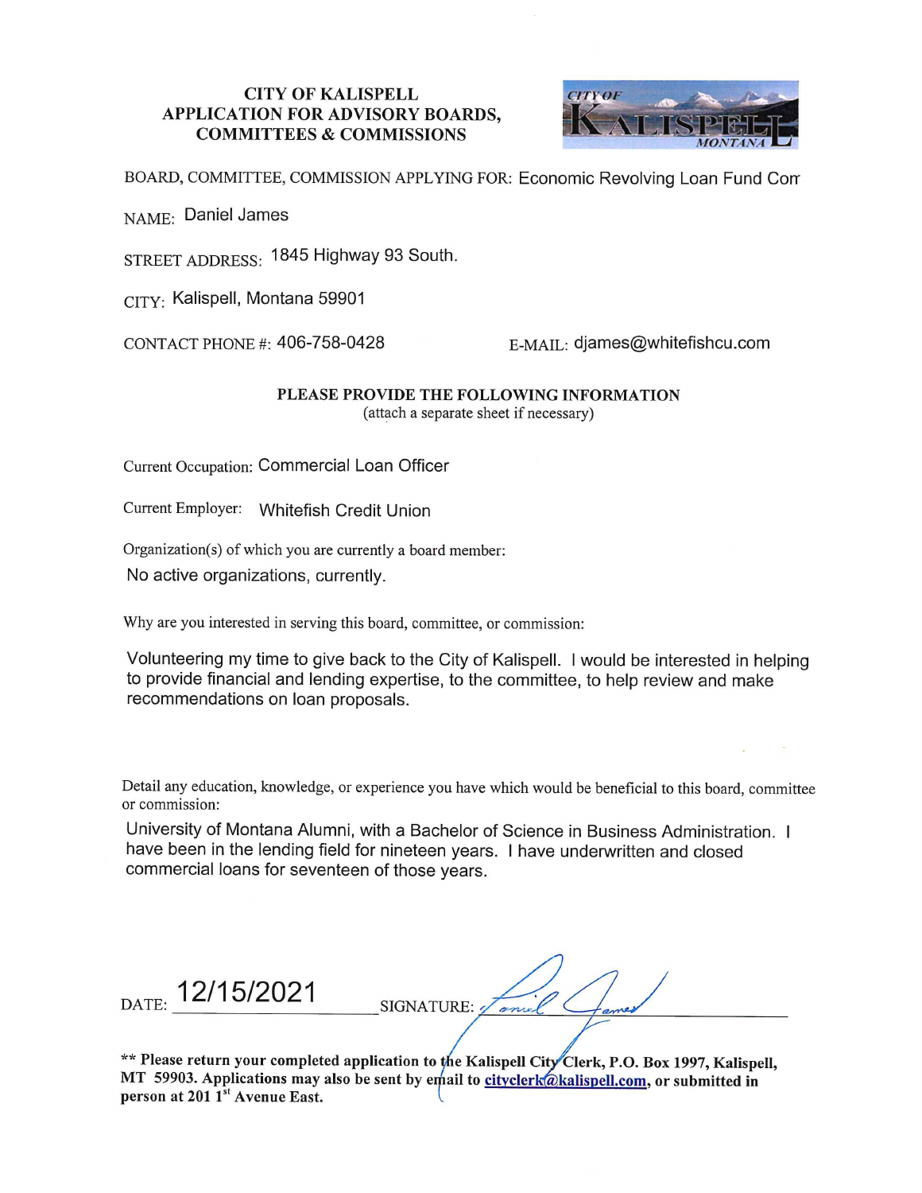# CITY OF KALISPELL
## APPLICATION FOR ADVISORY BOARDS, COMMITTEES & COMMISSIONS

BOARD, COMMITTEE, COMMISSION APPLYING FOR: Economic Revolving Loan Fund Com

NAME: Daniel James

STREET ADDRESS: 1845 Highway 93 South.

CITY: Kalispell, Montana 59901

CONTACT PHONE #: 406-758-0428

E-MAIL: djames@whitefishcu.com

**PLEASE PROVIDE THE FOLLOWING INFORMATION**
(attach a separate sheet if necessary)

Current Occupation: Commercial Loan Officer

Current Employer: Whitefish Credit Union

Organization(s) of which you are currently a board member:

No active organizations, currently.

Why are you interested in serving this board, committee, or commission:

Volunteering my time to give back to the City of Kalispell. I would be interested in helping to provide financial and lending expertise, to the committee, to help review and make recommendations on loan proposals.

Detail any education, knowledge, or experience you have which would be beneficial to this board, committee or commission:

University of Montana Alumni, with a Bachelor of Science in Business Administration. I have been in the lending field for nineteen years. I have underwritten and closed commercial loans for seventeen of those years.

DATE: 12/15/2021 SIGNATURE: Daniel James

**\*\* Please return your completed application to the Kalispell City Clerk, P.O. Box 1997, Kalispell, MT 59903. Applications may also be sent by email to cityclerk@kalispell.com, or submitted in person at 201 1st Avenue East.**